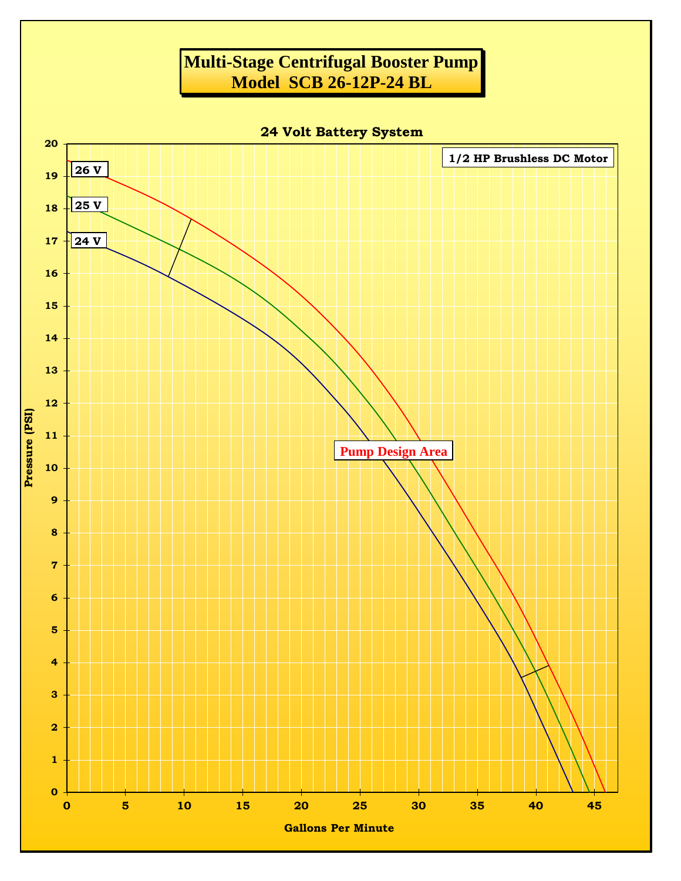# Multi-Stage Centrifugal Booster Pump
# Model SCB 26-12P-24 BL

**24 Volt Battery System**

**1/2 HP Brushless DC Motor**

Pressure (PSI): 0–20

Gallons Per Minute: 0–45

Curves: 26 V, 25 V, 24 V

Pump Design Area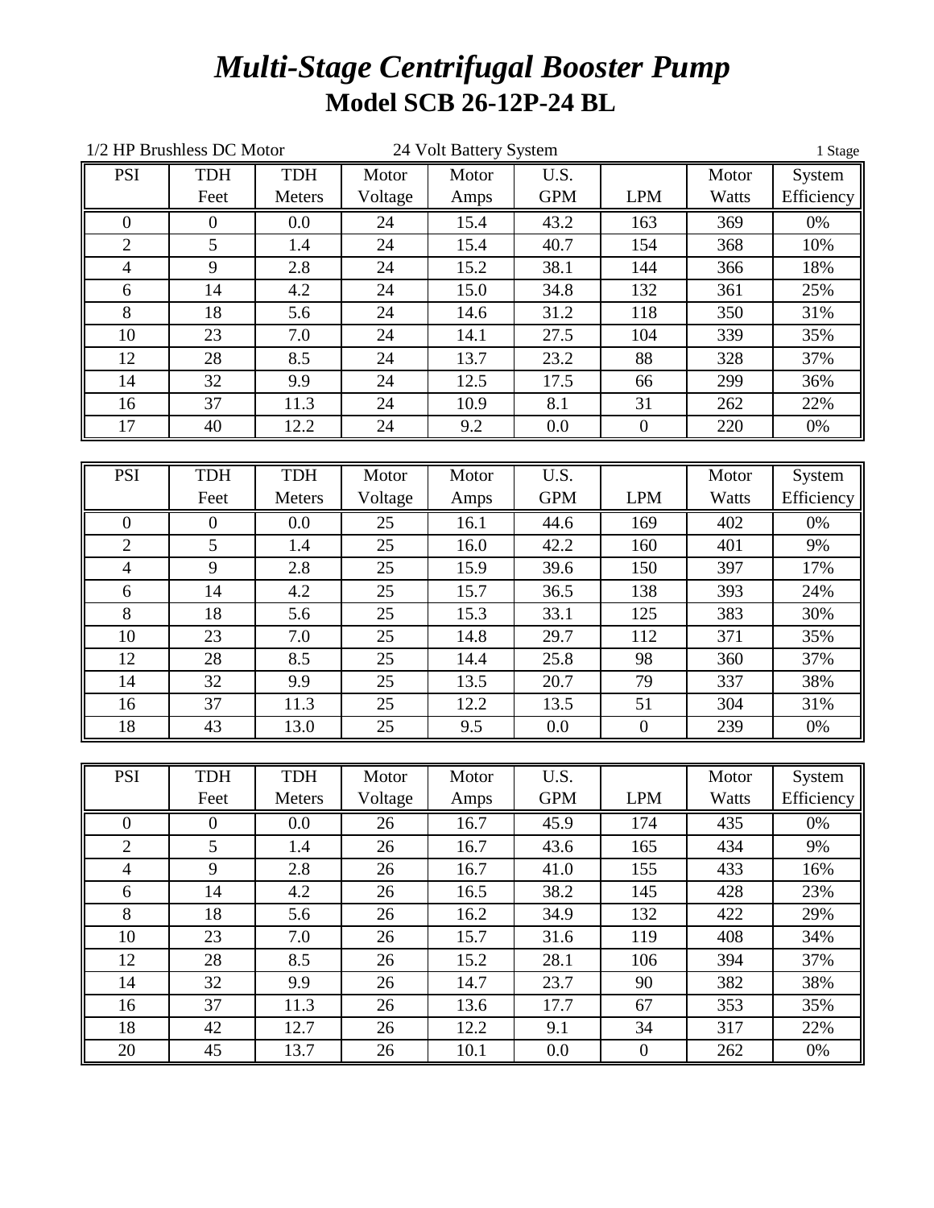# *Multi-Stage Centrifugal Booster Pump*

## Model SCB 26-12P-24 BL

1/2 HP Brushless DC Motor — 24 Volt Battery System — 1 Stage

| PSI | TDH Feet | TDH Meters | Motor Voltage | Motor Amps | U.S. GPM | LPM | Motor Watts | System Efficiency |
|---|---|---|---|---|---|---|---|---|
| 0 | 0 | 0.0 | 24 | 15.4 | 43.2 | 163 | 369 | 0% |
| 2 | 5 | 1.4 | 24 | 15.4 | 40.7 | 154 | 368 | 10% |
| 4 | 9 | 2.8 | 24 | 15.2 | 38.1 | 144 | 366 | 18% |
| 6 | 14 | 4.2 | 24 | 15.0 | 34.8 | 132 | 361 | 25% |
| 8 | 18 | 5.6 | 24 | 14.6 | 31.2 | 118 | 350 | 31% |
| 10 | 23 | 7.0 | 24 | 14.1 | 27.5 | 104 | 339 | 35% |
| 12 | 28 | 8.5 | 24 | 13.7 | 23.2 | 88 | 328 | 37% |
| 14 | 32 | 9.9 | 24 | 12.5 | 17.5 | 66 | 299 | 36% |
| 16 | 37 | 11.3 | 24 | 10.9 | 8.1 | 31 | 262 | 22% |
| 17 | 40 | 12.2 | 24 | 9.2 | 0.0 | 0 | 220 | 0% |

| PSI | TDH Feet | TDH Meters | Motor Voltage | Motor Amps | U.S. GPM | LPM | Motor Watts | System Efficiency |
|---|---|---|---|---|---|---|---|---|
| 0 | 0 | 0.0 | 25 | 16.1 | 44.6 | 169 | 402 | 0% |
| 2 | 5 | 1.4 | 25 | 16.0 | 42.2 | 160 | 401 | 9% |
| 4 | 9 | 2.8 | 25 | 15.9 | 39.6 | 150 | 397 | 17% |
| 6 | 14 | 4.2 | 25 | 15.7 | 36.5 | 138 | 393 | 24% |
| 8 | 18 | 5.6 | 25 | 15.3 | 33.1 | 125 | 383 | 30% |
| 10 | 23 | 7.0 | 25 | 14.8 | 29.7 | 112 | 371 | 35% |
| 12 | 28 | 8.5 | 25 | 14.4 | 25.8 | 98 | 360 | 37% |
| 14 | 32 | 9.9 | 25 | 13.5 | 20.7 | 79 | 337 | 38% |
| 16 | 37 | 11.3 | 25 | 12.2 | 13.5 | 51 | 304 | 31% |
| 18 | 43 | 13.0 | 25 | 9.5 | 0.0 | 0 | 239 | 0% |

| PSI | TDH Feet | TDH Meters | Motor Voltage | Motor Amps | U.S. GPM | LPM | Motor Watts | System Efficiency |
|---|---|---|---|---|---|---|---|---|
| 0 | 0 | 0.0 | 26 | 16.7 | 45.9 | 174 | 435 | 0% |
| 2 | 5 | 1.4 | 26 | 16.7 | 43.6 | 165 | 434 | 9% |
| 4 | 9 | 2.8 | 26 | 16.7 | 41.0 | 155 | 433 | 16% |
| 6 | 14 | 4.2 | 26 | 16.5 | 38.2 | 145 | 428 | 23% |
| 8 | 18 | 5.6 | 26 | 16.2 | 34.9 | 132 | 422 | 29% |
| 10 | 23 | 7.0 | 26 | 15.7 | 31.6 | 119 | 408 | 34% |
| 12 | 28 | 8.5 | 26 | 15.2 | 28.1 | 106 | 394 | 37% |
| 14 | 32 | 9.9 | 26 | 14.7 | 23.7 | 90 | 382 | 38% |
| 16 | 37 | 11.3 | 26 | 13.6 | 17.7 | 67 | 353 | 35% |
| 18 | 42 | 12.7 | 26 | 12.2 | 9.1 | 34 | 317 | 22% |
| 20 | 45 | 13.7 | 26 | 10.1 | 0.0 | 0 | 262 | 0% |